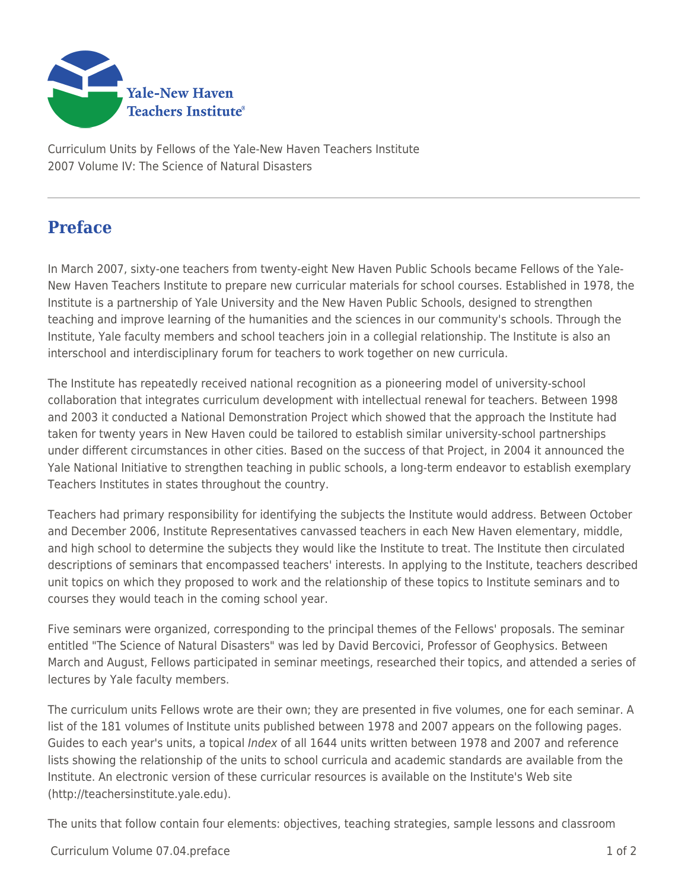Curriculum Units by Fellows of the Yale-New Haven Teachers Institute
2007 Volume IV: The Science of Natural Disasters

# Preface

In March 2007, sixty-one teachers from twenty-eight New Haven Public Schools became Fellows of the Yale-New Haven Teachers Institute to prepare new curricular materials for school courses. Established in 1978, the Institute is a partnership of Yale University and the New Haven Public Schools, designed to strengthen teaching and improve learning of the humanities and the sciences in our community's schools. Through the Institute, Yale faculty members and school teachers join in a collegial relationship. The Institute is also an interschool and interdisciplinary forum for teachers to work together on new curricula.

The Institute has repeatedly received national recognition as a pioneering model of university-school collaboration that integrates curriculum development with intellectual renewal for teachers. Between 1998 and 2003 it conducted a National Demonstration Project which showed that the approach the Institute had taken for twenty years in New Haven could be tailored to establish similar university-school partnerships under different circumstances in other cities. Based on the success of that Project, in 2004 it announced the Yale National Initiative to strengthen teaching in public schools, a long-term endeavor to establish exemplary Teachers Institutes in states throughout the country.

Teachers had primary responsibility for identifying the subjects the Institute would address. Between October and December 2006, Institute Representatives canvassed teachers in each New Haven elementary, middle, and high school to determine the subjects they would like the Institute to treat. The Institute then circulated descriptions of seminars that encompassed teachers' interests. In applying to the Institute, teachers described unit topics on which they proposed to work and the relationship of these topics to Institute seminars and to courses they would teach in the coming school year.

Five seminars were organized, corresponding to the principal themes of the Fellows' proposals. The seminar entitled "The Science of Natural Disasters" was led by David Bercovici, Professor of Geophysics. Between March and August, Fellows participated in seminar meetings, researched their topics, and attended a series of lectures by Yale faculty members.

The curriculum units Fellows wrote are their own; they are presented in five volumes, one for each seminar. A list of the 181 volumes of Institute units published between 1978 and 2007 appears on the following pages. Guides to each year's units, a topical *Index* of all 1644 units written between 1978 and 2007 and reference lists showing the relationship of the units to school curricula and academic standards are available from the Institute. An electronic version of these curricular resources is available on the Institute's Web site (http://teachersinstitute.yale.edu).

The units that follow contain four elements: objectives, teaching strategies, sample lessons and classroom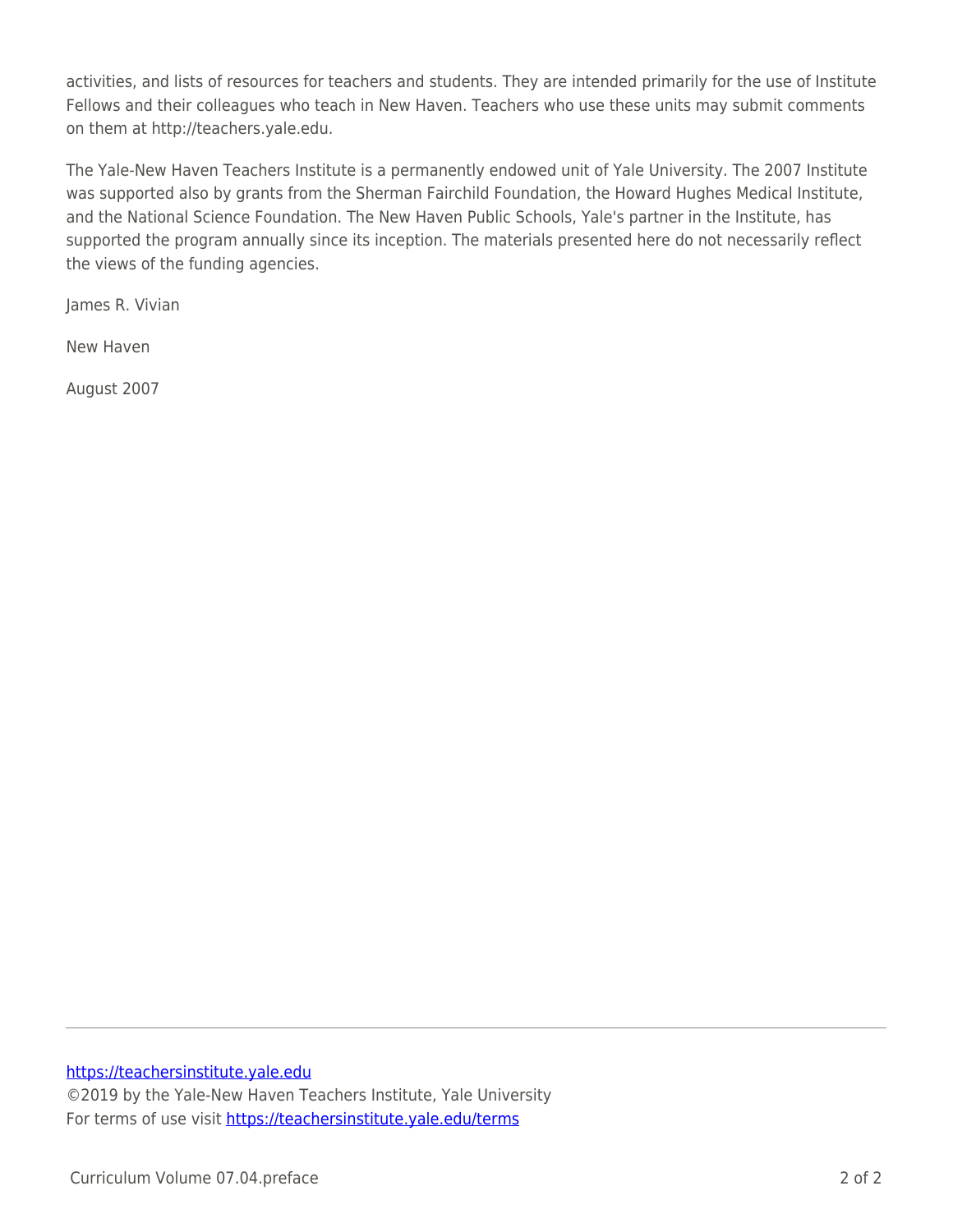activities, and lists of resources for teachers and students. They are intended primarily for the use of Institute Fellows and their colleagues who teach in New Haven. Teachers who use these units may submit comments on them at http://teachers.yale.edu.

The Yale-New Haven Teachers Institute is a permanently endowed unit of Yale University. The 2007 Institute was supported also by grants from the Sherman Fairchild Foundation, the Howard Hughes Medical Institute, and the National Science Foundation. The New Haven Public Schools, Yale's partner in the Institute, has supported the program annually since its inception. The materials presented here do not necessarily reflect the views of the funding agencies.

James R. Vivian

New Haven

August 2007

https://teachersinstitute.yale.edu
©2019 by the Yale-New Haven Teachers Institute, Yale University
For terms of use visit https://teachersinstitute.yale.edu/terms